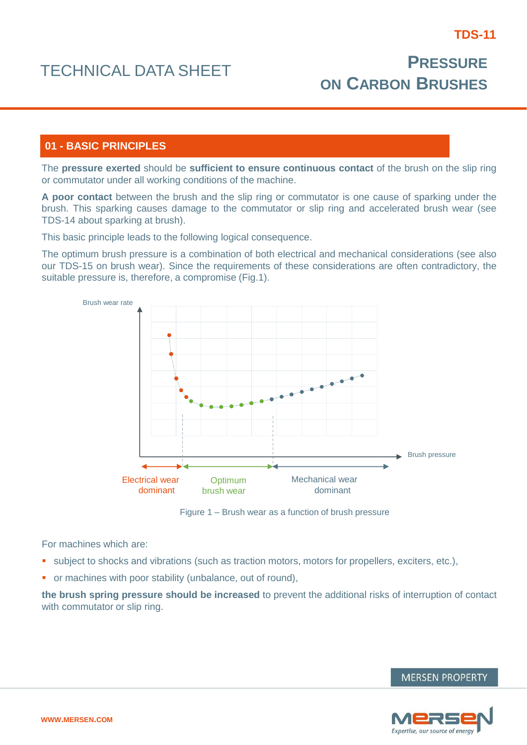TDS-11

# TECHNICAL DATA SHEET

# PRESSURE ON CARBON BRUSHES

## 01 - BASIC PRINCIPLES

The **pressure exerted** should be **sufficient to ensure continuous contact** of the brush on the slip ring or commutator under all working conditions of the machine.

**A poor contact** between the brush and the slip ring or commutator is one cause of sparking under the brush. This sparking causes damage to the commutator or slip ring and accelerated brush wear (see TDS-14 about sparking at brush).

This basic principle leads to the following logical consequence.

The optimum brush pressure is a combination of both electrical and mechanical considerations (see also our TDS-15 on brush wear). Since the requirements of these considerations are often contradictory, the suitable pressure is, therefore, a compromise (Fig.1).

Brush wear rate

Brush pressure

Electrical wear dominant | Optimum brush wear | Mechanical wear dominant

Figure 1 – Brush wear as a function of brush pressure

For machines which are:

- subject to shocks and vibrations (such as traction motors, motors for propellers, exciters, etc.),
- or machines with poor stability (unbalance, out of round),

**the brush spring pressure should be increased** to prevent the additional risks of interruption of contact with commutator or slip ring.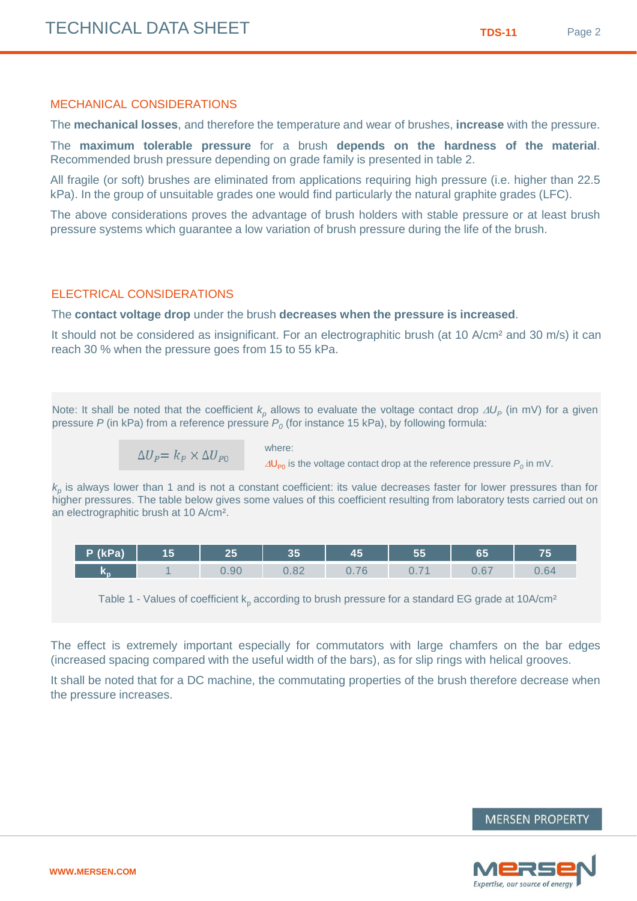## MECHANICAL CONSIDERATIONS

The **mechanical losses**, and therefore the temperature and wear of brushes, **increase** with the pressure.

The **maximum tolerable pressure** for a brush **depends on the hardness of the material**. Recommended brush pressure depending on grade family is presented in table 2.

All fragile (or soft) brushes are eliminated from applications requiring high pressure (i.e. higher than 22.5 kPa). In the group of unsuitable grades one would find particularly the natural graphite grades (LFC).

The above considerations proves the advantage of brush holders with stable pressure or at least brush pressure systems which guarantee a low variation of brush pressure during the life of the brush.

## ELECTRICAL CONSIDERATIONS

The **contact voltage drop** under the brush **decreases when the pressure is increased**.

It should not be considered as insignificant. For an electrographitic brush (at 10 A/cm² and 30 m/s) it can reach 30 % when the pressure goes from 15 to 55 kPa.

Note: It shall be noted that the coefficient $k_p$ allows to evaluate the voltage contact drop $\Delta U_P$ (in mV) for a given pressure $P$ (in kPa) from a reference pressure $P_0$ (for instance 15 kPa), by following formula:

$$\Delta U_P = k_P \times \Delta U_{P0}$$

where:

$\Delta U_{P0}$ is the voltage contact drop at the reference pressure $P_0$ in mV.

$k_p$ is always lower than 1 and is not a constant coefficient: its value decreases faster for lower pressures than for higher pressures. The table below gives some values of this coefficient resulting from laboratory tests carried out on an electrographitic brush at 10 A/cm².

| P (kPa) | 15 | 25 | 35 | 45 | 55 | 65 | 75 |
|---|---|---|---|---|---|---|---|
| $k_p$ | 1 | 0.90 | 0.82 | 0.76 | 0.71 | 0.67 | 0.64 |

Table 1 - Values of coefficient $k_p$ according to brush pressure for a standard EG grade at 10A/cm²

The effect is extremely important especially for commutators with large chamfers on the bar edges (increased spacing compared with the useful width of the bars), as for slip rings with helical grooves.

It shall be noted that for a DC machine, the commutating properties of the brush therefore decrease when the pressure increases.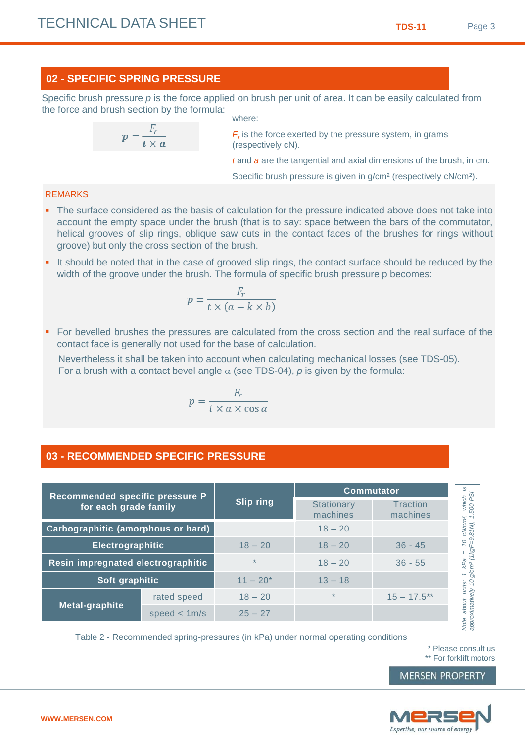## 02 - SPECIFIC SPRING PRESSURE

Specific brush pressure $p$ is the force applied on brush per unit of area. It can be easily calculated from the force and brush section by the formula:

$$p = \frac{F_r}{t \times a}$$

where:

$F_r$ is the force exerted by the pressure system, in grams (respectively cN).

$t$ and $a$ are the tangential and axial dimensions of the brush, in cm.

Specific brush pressure is given in g/cm² (respectively cN/cm²).

REMARKS

- The surface considered as the basis of calculation for the pressure indicated above does not take into account the empty space under the brush (that is to say: space between the bars of the commutator, helical grooves of slip rings, oblique saw cuts in the contact faces of the brushes for rings without groove) but only the cross section of the brush.
- It should be noted that in the case of grooved slip rings, the contact surface should be reduced by the width of the groove under the brush. The formula of specific brush pressure p becomes:

$$p = \frac{F_r}{t \times (a - k \times b)}$$

- For bevelled brushes the pressures are calculated from the cross section and the real surface of the contact face is generally not used for the base of calculation.

  Nevertheless it shall be taken into account when calculating mechanical losses (see TDS-05).
  For a brush with a contact bevel angle $\alpha$ (see TDS-04), $p$ is given by the formula:

$$p = \frac{F_r}{t \times a \times \cos \alpha}$$

## 03 - RECOMMENDED SPECIFIC PRESSURE

| Recommended specific pressure P for each grade family | | Slip ring | Commutator | |
|---|---|---|---|---|
| | | | Stationary machines | Traction machines |
| Carbographitic (amorphous or hard) | | | 18 – 20 | |
| Electrographitic | | 18 – 20 | 18 – 20 | 36 - 45 |
| Resin impregnated electrographitic | | * | 18 – 20 | 36 - 55 |
| Soft graphitic | | 11 – 20* | 13 – 18 | |
| Metal-graphite | rated speed | 18 – 20 | * | 15 – 17.5** |
| | speed < 1m/s | 25 – 27 | | |

*Note about units: 1 kPa = 10 cN/cm², which is approximatively 10 g/cm² (1kgF=9.81N), 1.500 PSI*

Table 2 - Recommended spring-pressures (in kPa) under normal operating conditions

\* Please consult us
\** For forklift motors

MERSEN PROPERTY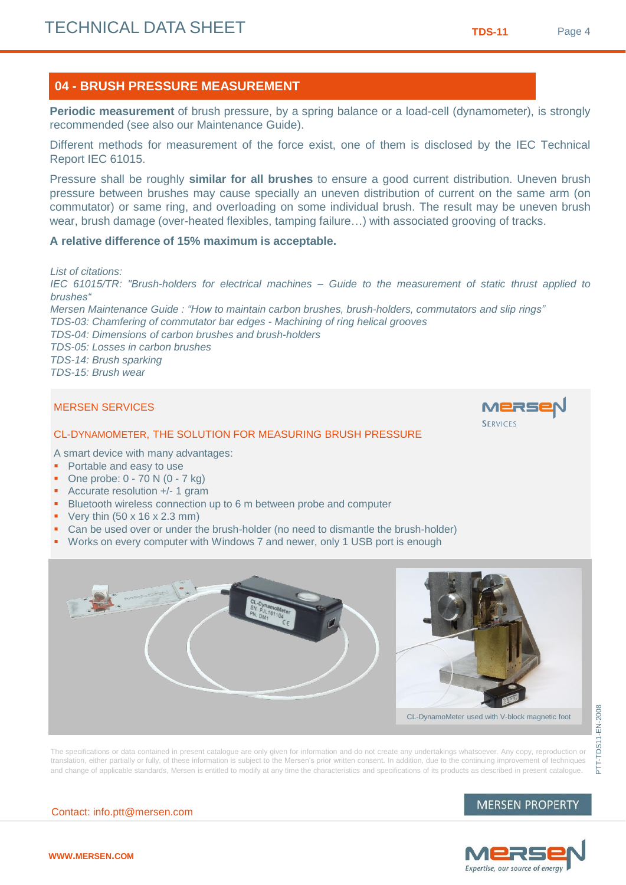## 04 - BRUSH PRESSURE MEASUREMENT

**Periodic measurement** of brush pressure, by a spring balance or a load-cell (dynamometer), is strongly recommended (see also our Maintenance Guide).

Different methods for measurement of the force exist, one of them is disclosed by the IEC Technical Report IEC 61015.

Pressure shall be roughly **similar for all brushes** to ensure a good current distribution. Uneven brush pressure between brushes may cause specially an uneven distribution of current on the same arm (on commutator) or same ring, and overloading on some individual brush. The result may be uneven brush wear, brush damage (over-heated flexibles, tamping failure…) with associated grooving of tracks.

**A relative difference of 15% maximum is acceptable.**

*List of citations:*
*IEC 61015/TR: "Brush-holders for electrical machines – Guide to the measurement of static thrust applied to brushes"*
*Mersen Maintenance Guide : "How to maintain carbon brushes, brush-holders, commutators and slip rings"*
*TDS-03: Chamfering of commutator bar edges - Machining of ring helical grooves*
*TDS-04: Dimensions of carbon brushes and brush-holders*
*TDS-05: Losses in carbon brushes*
*TDS-14: Brush sparking*
*TDS-15: Brush wear*

### MERSEN SERVICES

### CL-DYNAMOMETER, THE SOLUTION FOR MEASURING BRUSH PRESSURE

A smart device with many advantages:

- Portable and easy to use
- One probe: 0 - 70 N (0 - 7 kg)
- Accurate resolution +/- 1 gram
- Bluetooth wireless connection up to 6 m between probe and computer
- Very thin (50 x 16 x 2.3 mm)
- Can be used over or under the brush-holder (no need to dismantle the brush-holder)
- Works on every computer with Windows 7 and newer, only 1 USB port is enough

CL-DynamoMeter used with V-block magnetic foot

The specifications or data contained in present catalogue are only given for information and do not create any undertakings whatsoever. Any copy, reproduction or translation, either partially or fully, of these information is subject to the Mersen's prior written consent. In addition, due to the continuing improvement of techniques and change of applicable standards, Mersen is entitled to modify at any time the characteristics and specifications of its products as described in present catalogue.

PTT-TDS11-EN-2008

Contact: info.ptt@mersen.com

MERSEN PROPERTY